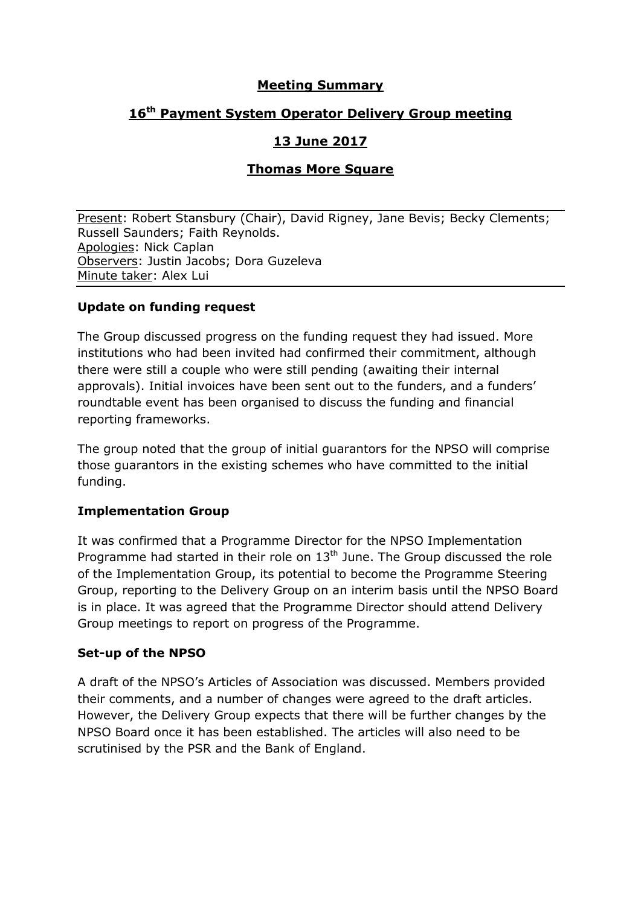# Meeting Summary

## 16th Payment System Operator Delivery Group meeting

## 13 June 2017

## Thomas More Square

Present: Robert Stansbury (Chair), David Rigney, Jane Bevis; Becky Clements; Russell Saunders; Faith Reynolds.
Apologies: Nick Caplan
Observers: Justin Jacobs; Dora Guzeleva
Minute taker: Alex Lui

### Update on funding request

The Group discussed progress on the funding request they had issued. More institutions who had been invited had confirmed their commitment, although there were still a couple who were still pending (awaiting their internal approvals). Initial invoices have been sent out to the funders, and a funders' roundtable event has been organised to discuss the funding and financial reporting frameworks.

The group noted that the group of initial guarantors for the NPSO will comprise those guarantors in the existing schemes who have committed to the initial funding.

### Implementation Group

It was confirmed that a Programme Director for the NPSO Implementation Programme had started in their role on 13th June. The Group discussed the role of the Implementation Group, its potential to become the Programme Steering Group, reporting to the Delivery Group on an interim basis until the NPSO Board is in place. It was agreed that the Programme Director should attend Delivery Group meetings to report on progress of the Programme.

### Set-up of the NPSO

A draft of the NPSO's Articles of Association was discussed. Members provided their comments, and a number of changes were agreed to the draft articles. However, the Delivery Group expects that there will be further changes by the NPSO Board once it has been established. The articles will also need to be scrutinised by the PSR and the Bank of England.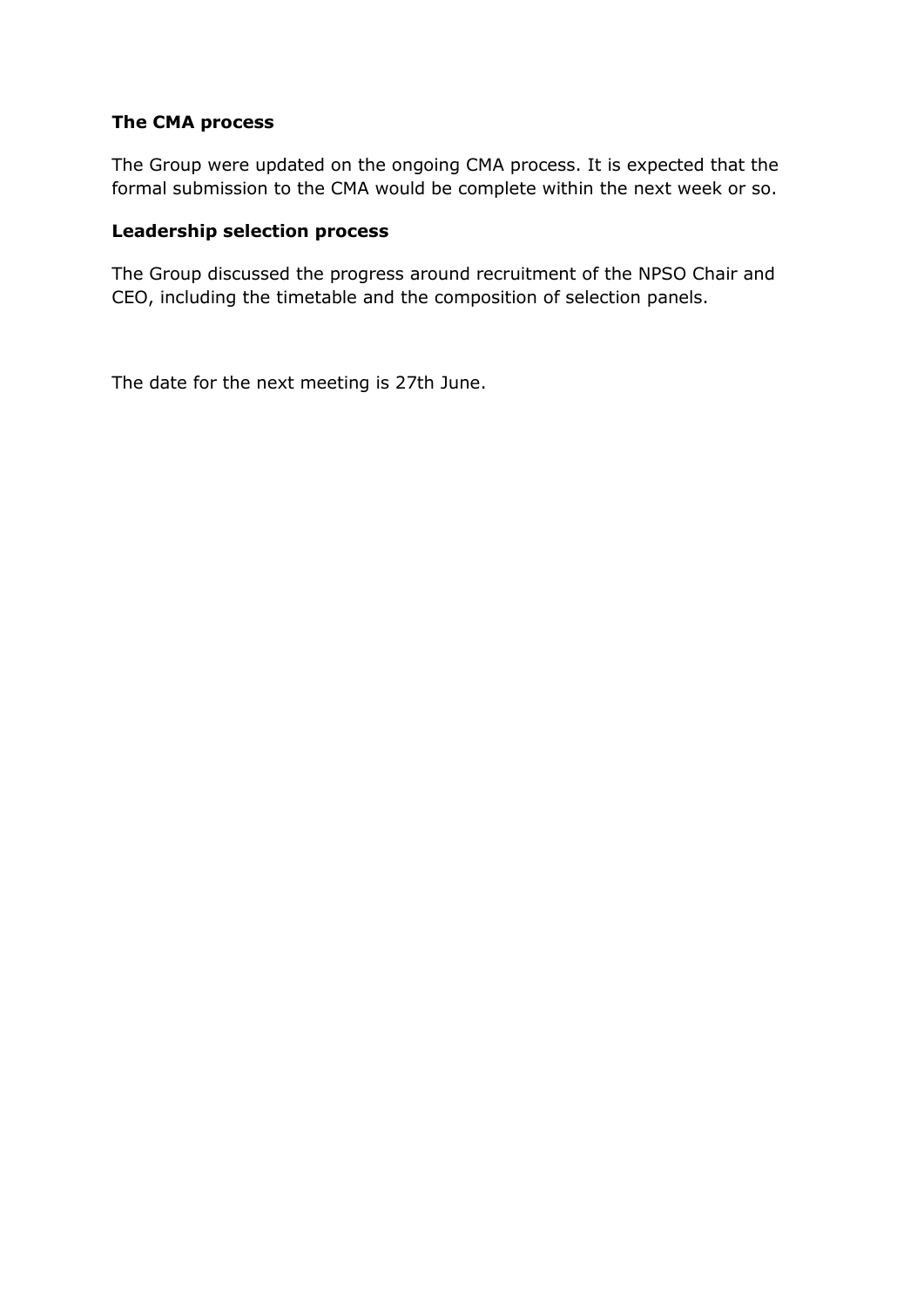**The CMA process**

The Group were updated on the ongoing CMA process. It is expected that the formal submission to the CMA would be complete within the next week or so.

**Leadership selection process**

The Group discussed the progress around recruitment of the NPSO Chair and CEO, including the timetable and the composition of selection panels.

The date for the next meeting is 27th June.